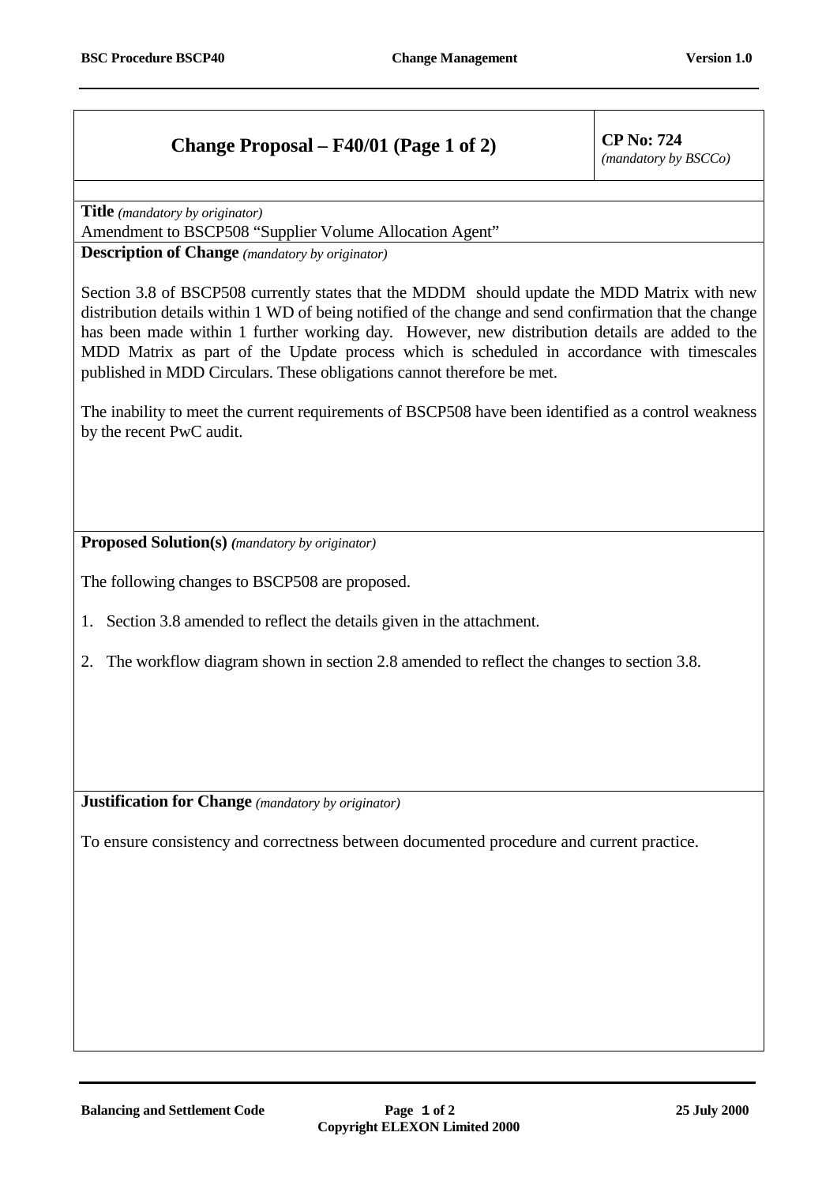| **Change Proposal – F40/01 (Page 1 of 2)** | **CP No: 724** *(mandatory by BSCCo)* |
|---|---|

**Title** *(mandatory by originator)*

Amendment to BSCP508 "Supplier Volume Allocation Agent"

**Description of Change** *(mandatory by originator)*

Section 3.8 of BSCP508 currently states that the MDDM should update the MDD Matrix with new distribution details within 1 WD of being notified of the change and send confirmation that the change has been made within 1 further working day. However, new distribution details are added to the MDD Matrix as part of the Update process which is scheduled in accordance with timescales published in MDD Circulars. These obligations cannot therefore be met.

The inability to meet the current requirements of BSCP508 have been identified as a control weakness by the recent PwC audit.

**Proposed Solution(s)** *(mandatory by originator)*

The following changes to BSCP508 are proposed.

1. Section 3.8 amended to reflect the details given in the attachment.

2. The workflow diagram shown in section 2.8 amended to reflect the changes to section 3.8.

**Justification for Change** *(mandatory by originator)*

To ensure consistency and correctness between documented procedure and current practice.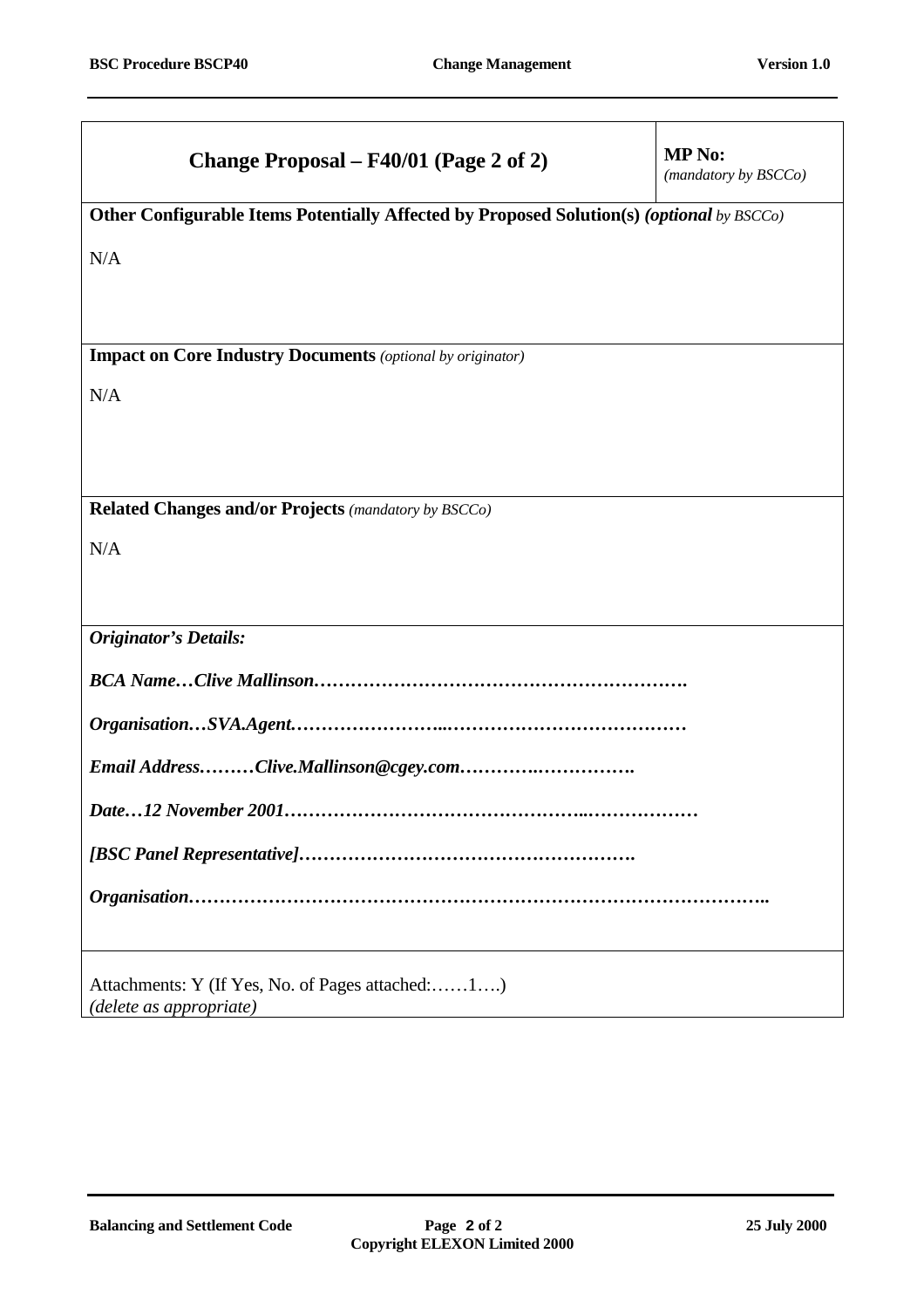| Change Proposal – F40/01 (Page 2 of 2) | **MP No:** *(mandatory by BSCCo)* |
|---|---|

**Other Configurable Items Potentially Affected by Proposed Solution(s)** ***(optional** by BSCCo)*

N/A

**Impact on Core Industry Documents** *(optional by originator)*

N/A

**Related Changes and/or Projects** *(mandatory by BSCCo)*

N/A

***Originator's Details:***

***BCA Name…Clive Mallinson…………………………………………………….***

***Organisation…SVA.Agent……………………..…………………………………***

***Email Address………Clive.Mallinson@cgey.com………….…………….***

***Date…12 November 2001…………………………………………..………………***

***[BSC Panel Representative]……………………………………………….***

***Organisation……………………………………………………………………………..***

Attachments: Y (If Yes, No. of Pages attached:……1….)
*(delete as appropriate)*